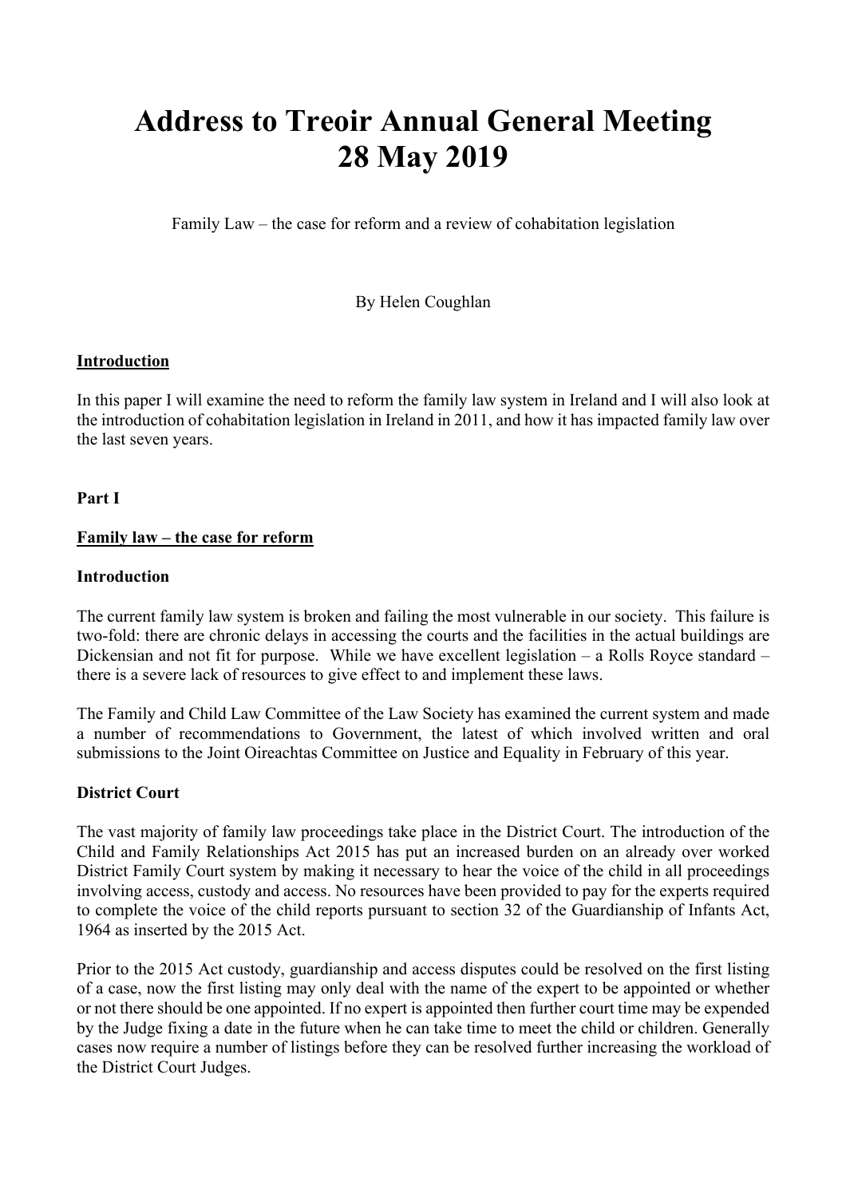# Address to Treoir Annual General Meeting
# 28 May 2019

Family Law – the case for reform and a review of cohabitation legislation

By Helen Coughlan

## Introduction

In this paper I will examine the need to reform the family law system in Ireland and I will also look at the introduction of cohabitation legislation in Ireland in 2011, and how it has impacted family law over the last seven years.

## Part I

## Family law – the case for reform

### Introduction

The current family law system is broken and failing the most vulnerable in our society. This failure is two-fold: there are chronic delays in accessing the courts and the facilities in the actual buildings are Dickensian and not fit for purpose. While we have excellent legislation – a Rolls Royce standard – there is a severe lack of resources to give effect to and implement these laws.

The Family and Child Law Committee of the Law Society has examined the current system and made a number of recommendations to Government, the latest of which involved written and oral submissions to the Joint Oireachtas Committee on Justice and Equality in February of this year.

### District Court

The vast majority of family law proceedings take place in the District Court. The introduction of the Child and Family Relationships Act 2015 has put an increased burden on an already over worked District Family Court system by making it necessary to hear the voice of the child in all proceedings involving access, custody and access. No resources have been provided to pay for the experts required to complete the voice of the child reports pursuant to section 32 of the Guardianship of Infants Act, 1964 as inserted by the 2015 Act.

Prior to the 2015 Act custody, guardianship and access disputes could be resolved on the first listing of a case, now the first listing may only deal with the name of the expert to be appointed or whether or not there should be one appointed. If no expert is appointed then further court time may be expended by the Judge fixing a date in the future when he can take time to meet the child or children. Generally cases now require a number of listings before they can be resolved further increasing the workload of the District Court Judges.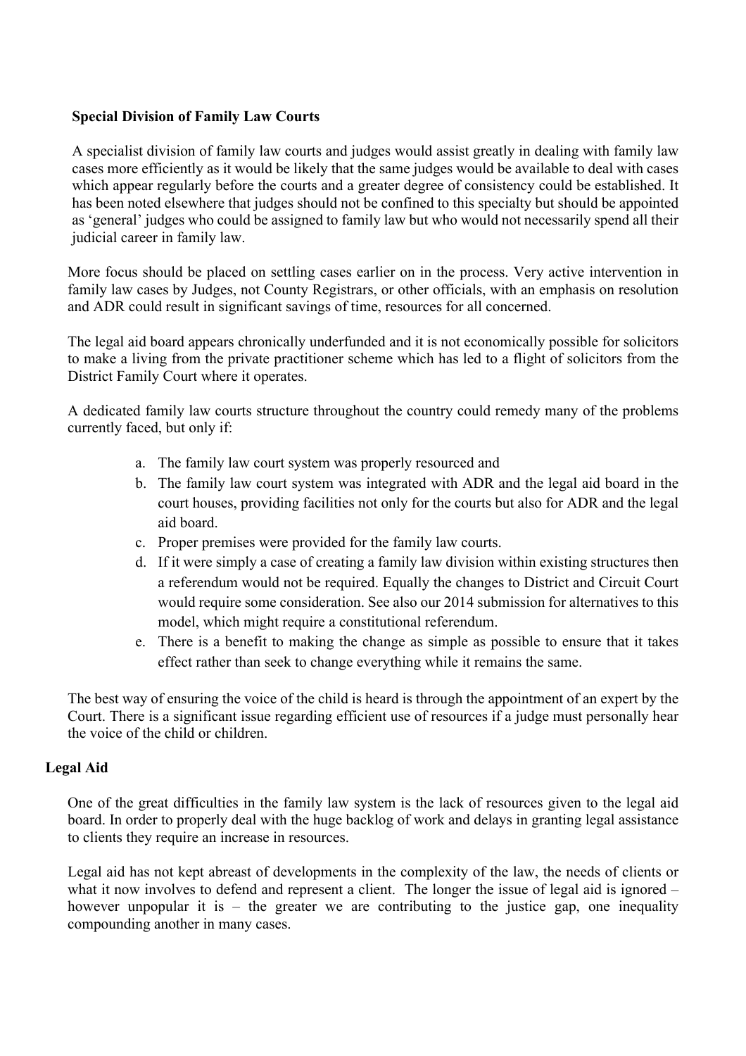**Special Division of Family Law Courts**

A specialist division of family law courts and judges would assist greatly in dealing with family law cases more efficiently as it would be likely that the same judges would be available to deal with cases which appear regularly before the courts and a greater degree of consistency could be established. It has been noted elsewhere that judges should not be confined to this specialty but should be appointed as 'general' judges who could be assigned to family law but who would not necessarily spend all their judicial career in family law.

More focus should be placed on settling cases earlier on in the process. Very active intervention in family law cases by Judges, not County Registrars, or other officials, with an emphasis on resolution and ADR could result in significant savings of time, resources for all concerned.

The legal aid board appears chronically underfunded and it is not economically possible for solicitors to make a living from the private practitioner scheme which has led to a flight of solicitors from the District Family Court where it operates.

A dedicated family law courts structure throughout the country could remedy many of the problems currently faced, but only if:

a. The family law court system was properly resourced and
b. The family law court system was integrated with ADR and the legal aid board in the court houses, providing facilities not only for the courts but also for ADR and the legal aid board.
c. Proper premises were provided for the family law courts.
d. If it were simply a case of creating a family law division within existing structures then a referendum would not be required. Equally the changes to District and Circuit Court would require some consideration. See also our 2014 submission for alternatives to this model, which might require a constitutional referendum.
e. There is a benefit to making the change as simple as possible to ensure that it takes effect rather than seek to change everything while it remains the same.

The best way of ensuring the voice of the child is heard is through the appointment of an expert by the Court. There is a significant issue regarding efficient use of resources if a judge must personally hear the voice of the child or children.

**Legal Aid**

One of the great difficulties in the family law system is the lack of resources given to the legal aid board. In order to properly deal with the huge backlog of work and delays in granting legal assistance to clients they require an increase in resources.

Legal aid has not kept abreast of developments in the complexity of the law, the needs of clients or what it now involves to defend and represent a client. The longer the issue of legal aid is ignored – however unpopular it is – the greater we are contributing to the justice gap, one inequality compounding another in many cases.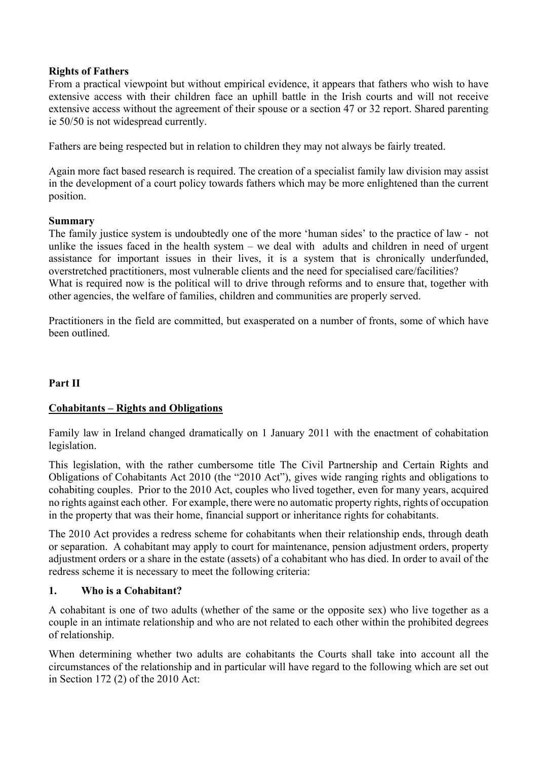**Rights of Fathers**

From a practical viewpoint but without empirical evidence, it appears that fathers who wish to have extensive access with their children face an uphill battle in the Irish courts and will not receive extensive access without the agreement of their spouse or a section 47 or 32 report. Shared parenting ie 50/50 is not widespread currently.

Fathers are being respected but in relation to children they may not always be fairly treated.

Again more fact based research is required. The creation of a specialist family law division may assist in the development of a court policy towards fathers which may be more enlightened than the current position.

**Summary**

The family justice system is undoubtedly one of the more 'human sides' to the practice of law - not unlike the issues faced in the health system – we deal with adults and children in need of urgent assistance for important issues in their lives, it is a system that is chronically underfunded, overstretched practitioners, most vulnerable clients and the need for specialised care/facilities?
What is required now is the political will to drive through reforms and to ensure that, together with other agencies, the welfare of families, children and communities are properly served.

Practitioners in the field are committed, but exasperated on a number of fronts, some of which have been outlined.

## Part II

## Cohabitants – Rights and Obligations

Family law in Ireland changed dramatically on 1 January 2011 with the enactment of cohabitation legislation.

This legislation, with the rather cumbersome title The Civil Partnership and Certain Rights and Obligations of Cohabitants Act 2010 (the "2010 Act"), gives wide ranging rights and obligations to cohabiting couples. Prior to the 2010 Act, couples who lived together, even for many years, acquired no rights against each other. For example, there were no automatic property rights, rights of occupation in the property that was their home, financial support or inheritance rights for cohabitants.

The 2010 Act provides a redress scheme for cohabitants when their relationship ends, through death or separation. A cohabitant may apply to court for maintenance, pension adjustment orders, property adjustment orders or a share in the estate (assets) of a cohabitant who has died. In order to avail of the redress scheme it is necessary to meet the following criteria:

### 1. Who is a Cohabitant?

A cohabitant is one of two adults (whether of the same or the opposite sex) who live together as a couple in an intimate relationship and who are not related to each other within the prohibited degrees of relationship.

When determining whether two adults are cohabitants the Courts shall take into account all the circumstances of the relationship and in particular will have regard to the following which are set out in Section 172 (2) of the 2010 Act: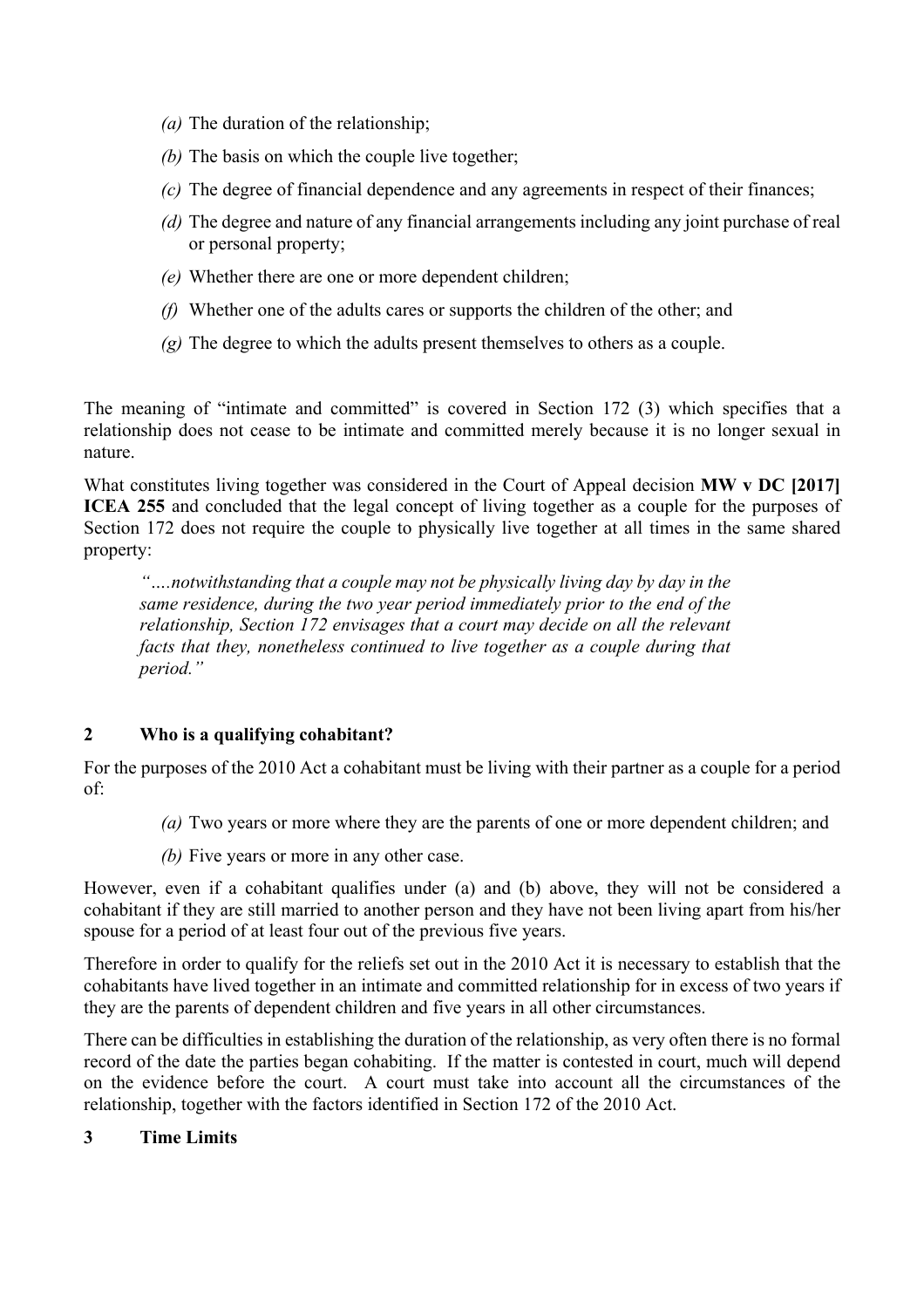*(a)* The duration of the relationship;

*(b)* The basis on which the couple live together;

*(c)* The degree of financial dependence and any agreements in respect of their finances;

*(d)* The degree and nature of any financial arrangements including any joint purchase of real or personal property;

*(e)* Whether there are one or more dependent children;

*(f)* Whether one of the adults cares or supports the children of the other; and

*(g)* The degree to which the adults present themselves to others as a couple.

The meaning of "intimate and committed" is covered in Section 172 (3) which specifies that a relationship does not cease to be intimate and committed merely because it is no longer sexual in nature.

What constitutes living together was considered in the Court of Appeal decision **MW v DC [2017] ICEA 255** and concluded that the legal concept of living together as a couple for the purposes of Section 172 does not require the couple to physically live together at all times in the same shared property:

> *"….notwithstanding that a couple may not be physically living day by day in the same residence, during the two year period immediately prior to the end of the relationship, Section 172 envisages that a court may decide on all the relevant facts that they, nonetheless continued to live together as a couple during that period."*

## 2 Who is a qualifying cohabitant?

For the purposes of the 2010 Act a cohabitant must be living with their partner as a couple for a period of:

*(a)* Two years or more where they are the parents of one or more dependent children; and

*(b)* Five years or more in any other case.

However, even if a cohabitant qualifies under (a) and (b) above, they will not be considered a cohabitant if they are still married to another person and they have not been living apart from his/her spouse for a period of at least four out of the previous five years.

Therefore in order to qualify for the reliefs set out in the 2010 Act it is necessary to establish that the cohabitants have lived together in an intimate and committed relationship for in excess of two years if they are the parents of dependent children and five years in all other circumstances.

There can be difficulties in establishing the duration of the relationship, as very often there is no formal record of the date the parties began cohabiting. If the matter is contested in court, much will depend on the evidence before the court. A court must take into account all the circumstances of the relationship, together with the factors identified in Section 172 of the 2010 Act.

## 3 Time Limits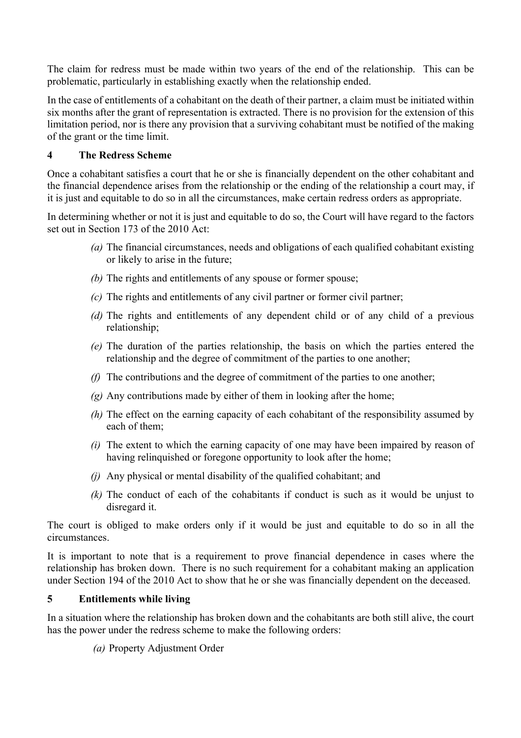The claim for redress must be made within two years of the end of the relationship. This can be problematic, particularly in establishing exactly when the relationship ended.

In the case of entitlements of a cohabitant on the death of their partner, a claim must be initiated within six months after the grant of representation is extracted. There is no provision for the extension of this limitation period, nor is there any provision that a surviving cohabitant must be notified of the making of the grant or the time limit.

## 4 The Redress Scheme

Once a cohabitant satisfies a court that he or she is financially dependent on the other cohabitant and the financial dependence arises from the relationship or the ending of the relationship a court may, if it is just and equitable to do so in all the circumstances, make certain redress orders as appropriate.

In determining whether or not it is just and equitable to do so, the Court will have regard to the factors set out in Section 173 of the 2010 Act:

- *(a)* The financial circumstances, needs and obligations of each qualified cohabitant existing or likely to arise in the future;
- *(b)* The rights and entitlements of any spouse or former spouse;
- *(c)* The rights and entitlements of any civil partner or former civil partner;
- *(d)* The rights and entitlements of any dependent child or of any child of a previous relationship;
- *(e)* The duration of the parties relationship, the basis on which the parties entered the relationship and the degree of commitment of the parties to one another;
- *(f)* The contributions and the degree of commitment of the parties to one another;
- *(g)* Any contributions made by either of them in looking after the home;
- *(h)* The effect on the earning capacity of each cohabitant of the responsibility assumed by each of them;
- *(i)* The extent to which the earning capacity of one may have been impaired by reason of having relinquished or foregone opportunity to look after the home;
- *(j)* Any physical or mental disability of the qualified cohabitant; and
- *(k)* The conduct of each of the cohabitants if conduct is such as it would be unjust to disregard it.

The court is obliged to make orders only if it would be just and equitable to do so in all the circumstances.

It is important to note that is a requirement to prove financial dependence in cases where the relationship has broken down. There is no such requirement for a cohabitant making an application under Section 194 of the 2010 Act to show that he or she was financially dependent on the deceased.

## 5 Entitlements while living

In a situation where the relationship has broken down and the cohabitants are both still alive, the court has the power under the redress scheme to make the following orders:

- *(a)* Property Adjustment Order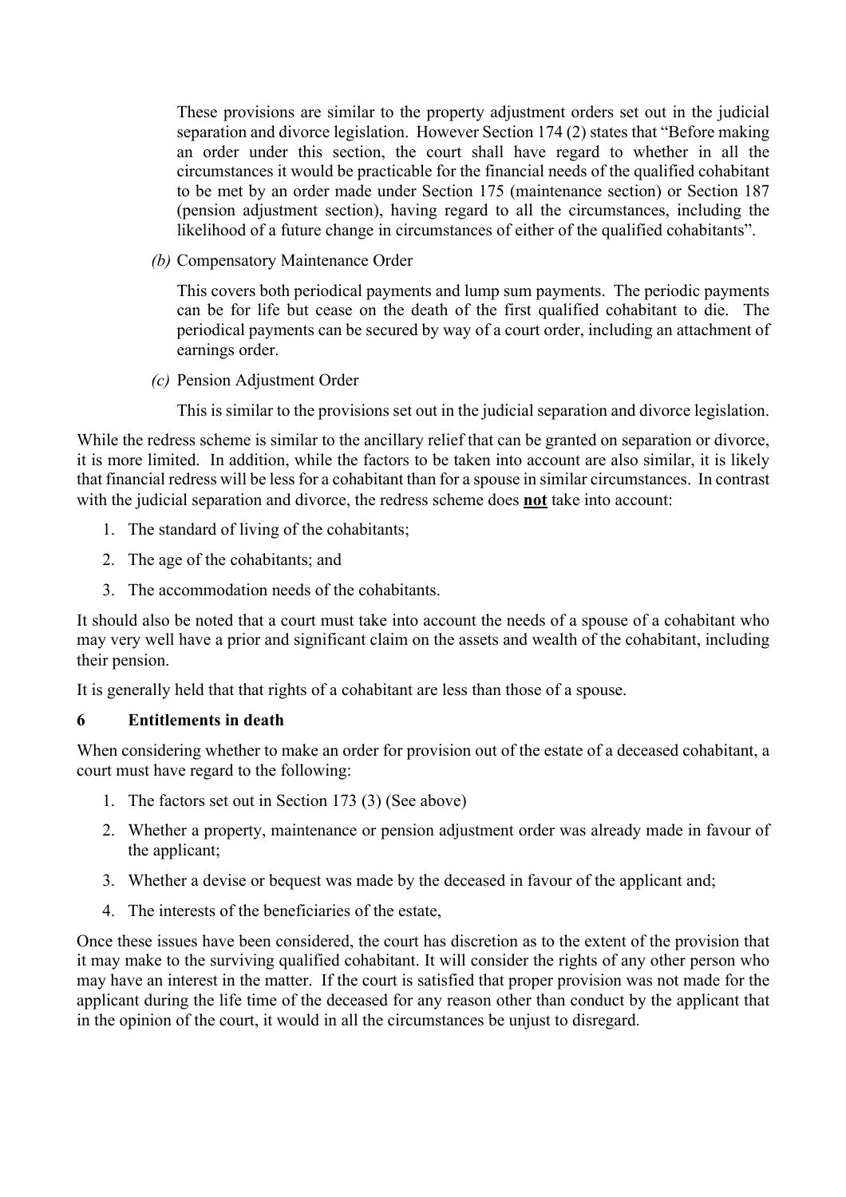These provisions are similar to the property adjustment orders set out in the judicial separation and divorce legislation. However Section 174 (2) states that "Before making an order under this section, the court shall have regard to whether in all the circumstances it would be practicable for the financial needs of the qualified cohabitant to be met by an order made under Section 175 (maintenance section) or Section 187 (pension adjustment section), having regard to all the circumstances, including the likelihood of a future change in circumstances of either of the qualified cohabitants".

*(b)* Compensatory Maintenance Order

This covers both periodical payments and lump sum payments. The periodic payments can be for life but cease on the death of the first qualified cohabitant to die. The periodical payments can be secured by way of a court order, including an attachment of earnings order.

*(c)* Pension Adjustment Order

This is similar to the provisions set out in the judicial separation and divorce legislation.

While the redress scheme is similar to the ancillary relief that can be granted on separation or divorce, it is more limited. In addition, while the factors to be taken into account are also similar, it is likely that financial redress will be less for a cohabitant than for a spouse in similar circumstances. In contrast with the judicial separation and divorce, the redress scheme does **not** take into account:

1. The standard of living of the cohabitants;
2. The age of the cohabitants; and
3. The accommodation needs of the cohabitants.

It should also be noted that a court must take into account the needs of a spouse of a cohabitant who may very well have a prior and significant claim on the assets and wealth of the cohabitant, including their pension.

It is generally held that that rights of a cohabitant are less than those of a spouse.

## 6 Entitlements in death

When considering whether to make an order for provision out of the estate of a deceased cohabitant, a court must have regard to the following:

1. The factors set out in Section 173 (3) (See above)
2. Whether a property, maintenance or pension adjustment order was already made in favour of the applicant;
3. Whether a devise or bequest was made by the deceased in favour of the applicant and;
4. The interests of the beneficiaries of the estate,

Once these issues have been considered, the court has discretion as to the extent of the provision that it may make to the surviving qualified cohabitant. It will consider the rights of any other person who may have an interest in the matter. If the court is satisfied that proper provision was not made for the applicant during the life time of the deceased for any reason other than conduct by the applicant that in the opinion of the court, it would in all the circumstances be unjust to disregard.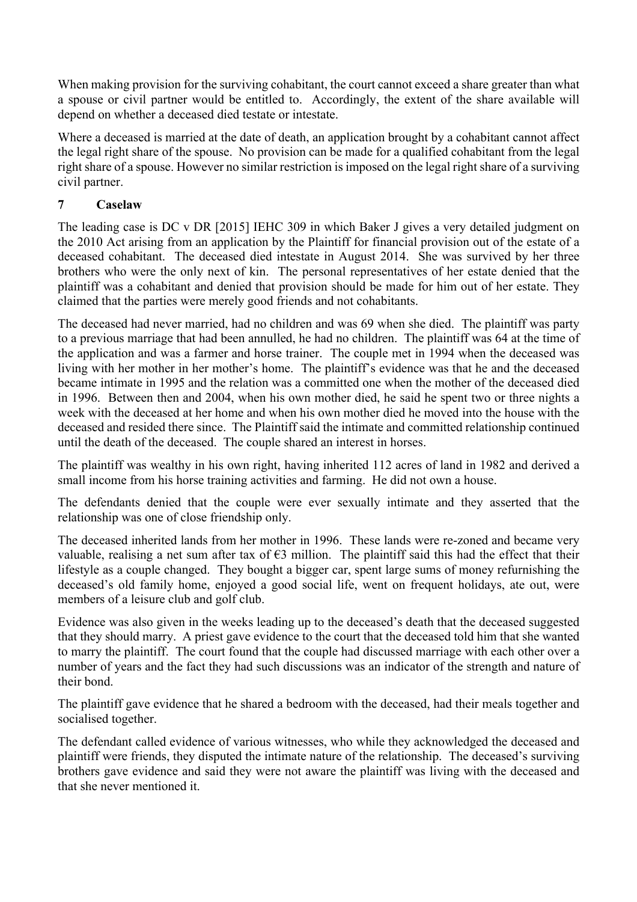When making provision for the surviving cohabitant, the court cannot exceed a share greater than what a spouse or civil partner would be entitled to. Accordingly, the extent of the share available will depend on whether a deceased died testate or intestate.

Where a deceased is married at the date of death, an application brought by a cohabitant cannot affect the legal right share of the spouse. No provision can be made for a qualified cohabitant from the legal right share of a spouse. However no similar restriction is imposed on the legal right share of a surviving civil partner.

## 7 Caselaw

The leading case is DC v DR [2015] IEHC 309 in which Baker J gives a very detailed judgment on the 2010 Act arising from an application by the Plaintiff for financial provision out of the estate of a deceased cohabitant. The deceased died intestate in August 2014. She was survived by her three brothers who were the only next of kin. The personal representatives of her estate denied that the plaintiff was a cohabitant and denied that provision should be made for him out of her estate. They claimed that the parties were merely good friends and not cohabitants.

The deceased had never married, had no children and was 69 when she died. The plaintiff was party to a previous marriage that had been annulled, he had no children. The plaintiff was 64 at the time of the application and was a farmer and horse trainer. The couple met in 1994 when the deceased was living with her mother in her mother's home. The plaintiff's evidence was that he and the deceased became intimate in 1995 and the relation was a committed one when the mother of the deceased died in 1996. Between then and 2004, when his own mother died, he said he spent two or three nights a week with the deceased at her home and when his own mother died he moved into the house with the deceased and resided there since. The Plaintiff said the intimate and committed relationship continued until the death of the deceased. The couple shared an interest in horses.

The plaintiff was wealthy in his own right, having inherited 112 acres of land in 1982 and derived a small income from his horse training activities and farming. He did not own a house.

The defendants denied that the couple were ever sexually intimate and they asserted that the relationship was one of close friendship only.

The deceased inherited lands from her mother in 1996. These lands were re-zoned and became very valuable, realising a net sum after tax of €3 million. The plaintiff said this had the effect that their lifestyle as a couple changed. They bought a bigger car, spent large sums of money refurnishing the deceased's old family home, enjoyed a good social life, went on frequent holidays, ate out, were members of a leisure club and golf club.

Evidence was also given in the weeks leading up to the deceased's death that the deceased suggested that they should marry. A priest gave evidence to the court that the deceased told him that she wanted to marry the plaintiff. The court found that the couple had discussed marriage with each other over a number of years and the fact they had such discussions was an indicator of the strength and nature of their bond.

The plaintiff gave evidence that he shared a bedroom with the deceased, had their meals together and socialised together.

The defendant called evidence of various witnesses, who while they acknowledged the deceased and plaintiff were friends, they disputed the intimate nature of the relationship. The deceased's surviving brothers gave evidence and said they were not aware the plaintiff was living with the deceased and that she never mentioned it.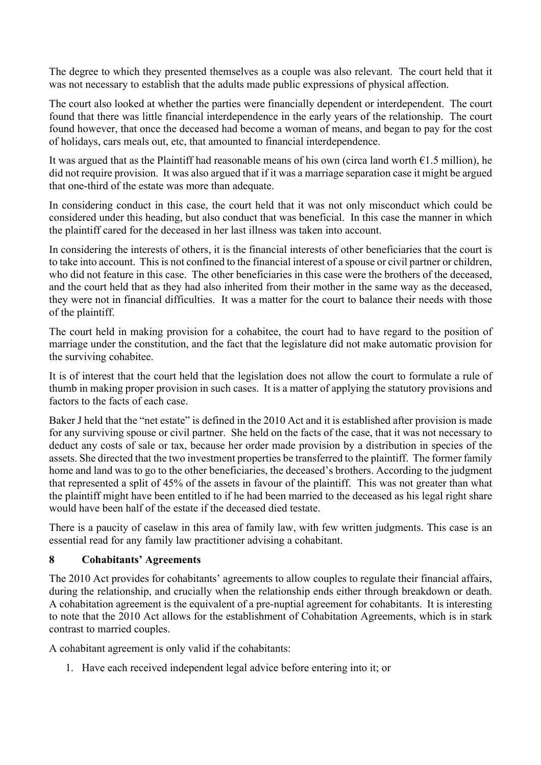The degree to which they presented themselves as a couple was also relevant. The court held that it was not necessary to establish that the adults made public expressions of physical affection.

The court also looked at whether the parties were financially dependent or interdependent. The court found that there was little financial interdependence in the early years of the relationship. The court found however, that once the deceased had become a woman of means, and began to pay for the cost of holidays, cars meals out, etc, that amounted to financial interdependence.

It was argued that as the Plaintiff had reasonable means of his own (circa land worth €1.5 million), he did not require provision. It was also argued that if it was a marriage separation case it might be argued that one-third of the estate was more than adequate.

In considering conduct in this case, the court held that it was not only misconduct which could be considered under this heading, but also conduct that was beneficial. In this case the manner in which the plaintiff cared for the deceased in her last illness was taken into account.

In considering the interests of others, it is the financial interests of other beneficiaries that the court is to take into account. This is not confined to the financial interest of a spouse or civil partner or children, who did not feature in this case. The other beneficiaries in this case were the brothers of the deceased, and the court held that as they had also inherited from their mother in the same way as the deceased, they were not in financial difficulties. It was a matter for the court to balance their needs with those of the plaintiff.

The court held in making provision for a cohabitee, the court had to have regard to the position of marriage under the constitution, and the fact that the legislature did not make automatic provision for the surviving cohabitee.

It is of interest that the court held that the legislation does not allow the court to formulate a rule of thumb in making proper provision in such cases. It is a matter of applying the statutory provisions and factors to the facts of each case.

Baker J held that the "net estate" is defined in the 2010 Act and it is established after provision is made for any surviving spouse or civil partner. She held on the facts of the case, that it was not necessary to deduct any costs of sale or tax, because her order made provision by a distribution in species of the assets. She directed that the two investment properties be transferred to the plaintiff. The former family home and land was to go to the other beneficiaries, the deceased's brothers. According to the judgment that represented a split of 45% of the assets in favour of the plaintiff. This was not greater than what the plaintiff might have been entitled to if he had been married to the deceased as his legal right share would have been half of the estate if the deceased died testate.

There is a paucity of caselaw in this area of family law, with few written judgments. This case is an essential read for any family law practitioner advising a cohabitant.

## 8 Cohabitants' Agreements

The 2010 Act provides for cohabitants' agreements to allow couples to regulate their financial affairs, during the relationship, and crucially when the relationship ends either through breakdown or death. A cohabitation agreement is the equivalent of a pre-nuptial agreement for cohabitants. It is interesting to note that the 2010 Act allows for the establishment of Cohabitation Agreements, which is in stark contrast to married couples.

A cohabitant agreement is only valid if the cohabitants:

1. Have each received independent legal advice before entering into it; or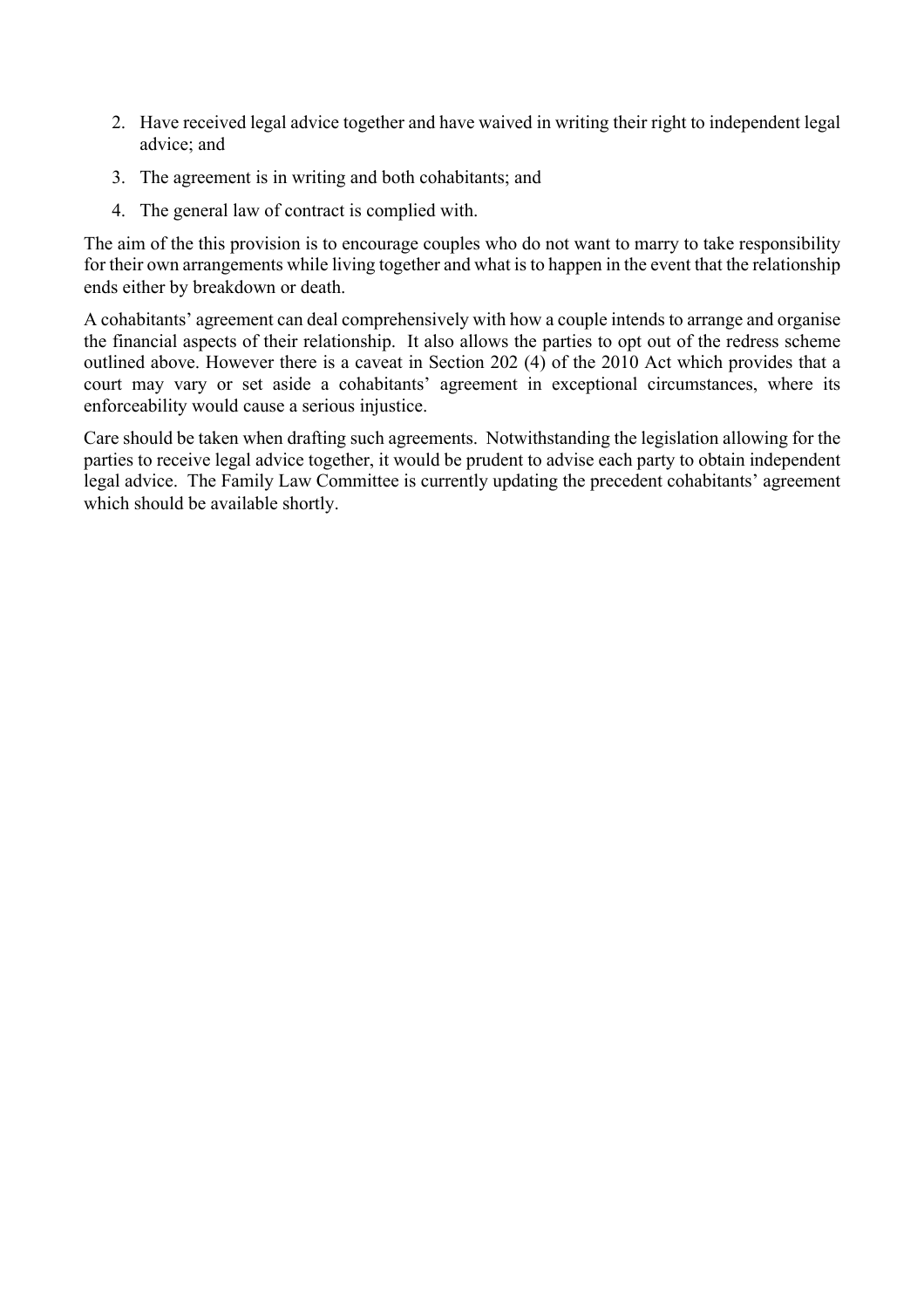2. Have received legal advice together and have waived in writing their right to independent legal advice; and
3. The agreement is in writing and both cohabitants; and
4. The general law of contract is complied with.

The aim of the this provision is to encourage couples who do not want to marry to take responsibility for their own arrangements while living together and what is to happen in the event that the relationship ends either by breakdown or death.

A cohabitants' agreement can deal comprehensively with how a couple intends to arrange and organise the financial aspects of their relationship. It also allows the parties to opt out of the redress scheme outlined above. However there is a caveat in Section 202 (4) of the 2010 Act which provides that a court may vary or set aside a cohabitants' agreement in exceptional circumstances, where its enforceability would cause a serious injustice.

Care should be taken when drafting such agreements. Notwithstanding the legislation allowing for the parties to receive legal advice together, it would be prudent to advise each party to obtain independent legal advice. The Family Law Committee is currently updating the precedent cohabitants' agreement which should be available shortly.